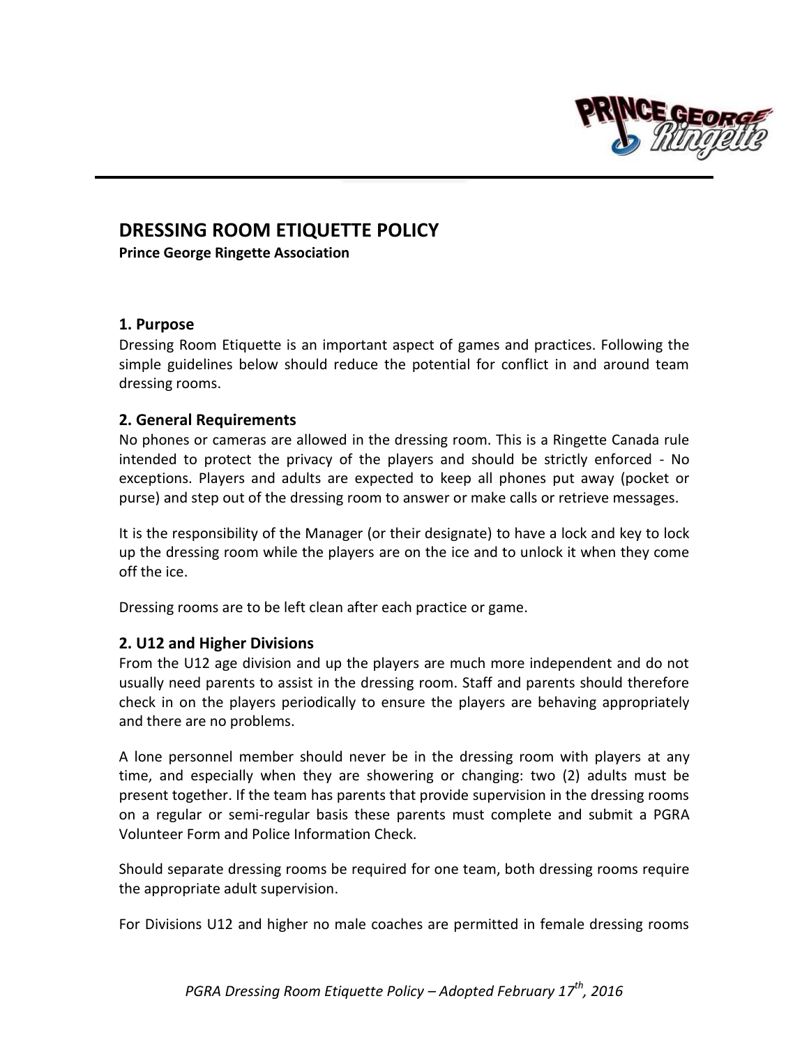# DRESSING ROOM ETIQUETTE POLICY

**Prince George Ringette Association**

## 1. Purpose

Dressing Room Etiquette is an important aspect of games and practices. Following the simple guidelines below should reduce the potential for conflict in and around team dressing rooms.

## 2. General Requirements

No phones or cameras are allowed in the dressing room. This is a Ringette Canada rule intended to protect the privacy of the players and should be strictly enforced - No exceptions. Players and adults are expected to keep all phones put away (pocket or purse) and step out of the dressing room to answer or make calls or retrieve messages.

It is the responsibility of the Manager (or their designate) to have a lock and key to lock up the dressing room while the players are on the ice and to unlock it when they come off the ice.

Dressing rooms are to be left clean after each practice or game.

## 2. U12 and Higher Divisions

From the U12 age division and up the players are much more independent and do not usually need parents to assist in the dressing room. Staff and parents should therefore check in on the players periodically to ensure the players are behaving appropriately and there are no problems.

A lone personnel member should never be in the dressing room with players at any time, and especially when they are showering or changing: two (2) adults must be present together. If the team has parents that provide supervision in the dressing rooms on a regular or semi-regular basis these parents must complete and submit a PGRA Volunteer Form and Police Information Check.

Should separate dressing rooms be required for one team, both dressing rooms require the appropriate adult supervision.

For Divisions U12 and higher no male coaches are permitted in female dressing rooms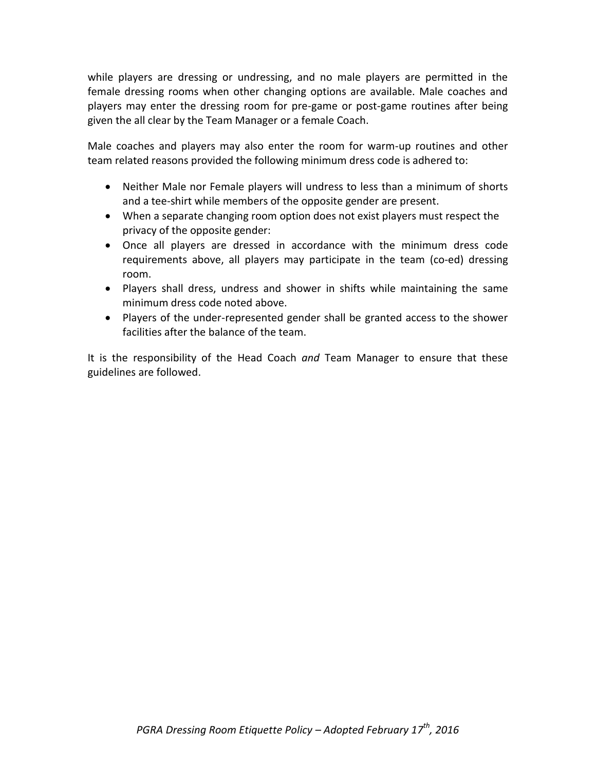while players are dressing or undressing, and no male players are permitted in the female dressing rooms when other changing options are available. Male coaches and players may enter the dressing room for pre-game or post-game routines after being given the all clear by the Team Manager or a female Coach.

Male coaches and players may also enter the room for warm-up routines and other team related reasons provided the following minimum dress code is adhered to:

- Neither Male nor Female players will undress to less than a minimum of shorts and a tee-shirt while members of the opposite gender are present.
- When a separate changing room option does not exist players must respect the privacy of the opposite gender:
- Once all players are dressed in accordance with the minimum dress code requirements above, all players may participate in the team (co-ed) dressing room.
- Players shall dress, undress and shower in shifts while maintaining the same minimum dress code noted above.
- Players of the under-represented gender shall be granted access to the shower facilities after the balance of the team.

It is the responsibility of the Head Coach *and* Team Manager to ensure that these guidelines are followed.